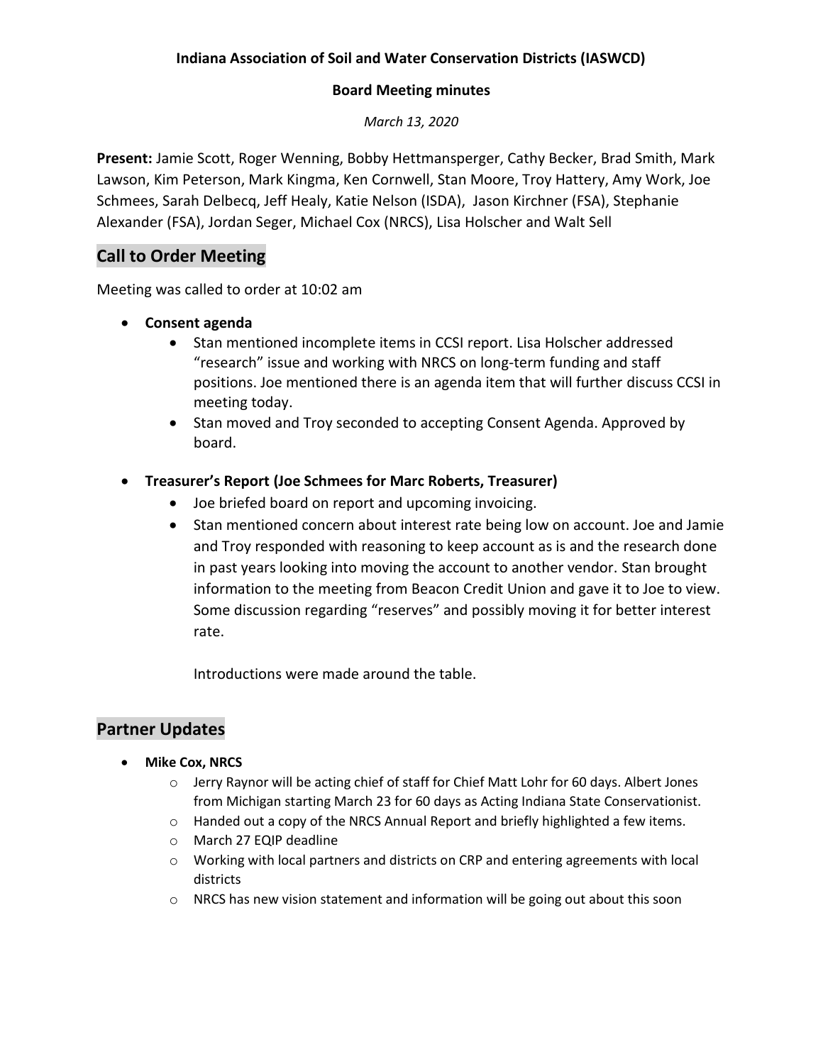**Indiana Association of Soil and Water Conservation Districts (IASWCD)**

**Board Meeting minutes**

*March 13, 2020*

**Present:** Jamie Scott, Roger Wenning, Bobby Hettmansperger, Cathy Becker, Brad Smith, Mark Lawson, Kim Peterson, Mark Kingma, Ken Cornwell, Stan Moore, Troy Hattery, Amy Work, Joe Schmees, Sarah Delbecq, Jeff Healy, Katie Nelson (ISDA), Jason Kirchner (FSA), Stephanie Alexander (FSA), Jordan Seger, Michael Cox (NRCS), Lisa Holscher and Walt Sell

## Call to Order Meeting

Meeting was called to order at 10:02 am

- **Consent agenda**
    - Stan mentioned incomplete items in CCSI report. Lisa Holscher addressed "research" issue and working with NRCS on long-term funding and staff positions. Joe mentioned there is an agenda item that will further discuss CCSI in meeting today.
    - Stan moved and Troy seconded to accepting Consent Agenda. Approved by board.
- **Treasurer's Report (Joe Schmees for Marc Roberts, Treasurer)**
    - Joe briefed board on report and upcoming invoicing.
    - Stan mentioned concern about interest rate being low on account. Joe and Jamie and Troy responded with reasoning to keep account as is and the research done in past years looking into moving the account to another vendor. Stan brought information to the meeting from Beacon Credit Union and gave it to Joe to view. Some discussion regarding "reserves" and possibly moving it for better interest rate.

      Introductions were made around the table.

## Partner Updates

- **Mike Cox, NRCS**
    - Jerry Raynor will be acting chief of staff for Chief Matt Lohr for 60 days. Albert Jones from Michigan starting March 23 for 60 days as Acting Indiana State Conservationist.
    - Handed out a copy of the NRCS Annual Report and briefly highlighted a few items.
    - March 27 EQIP deadline
    - Working with local partners and districts on CRP and entering agreements with local districts
    - NRCS has new vision statement and information will be going out about this soon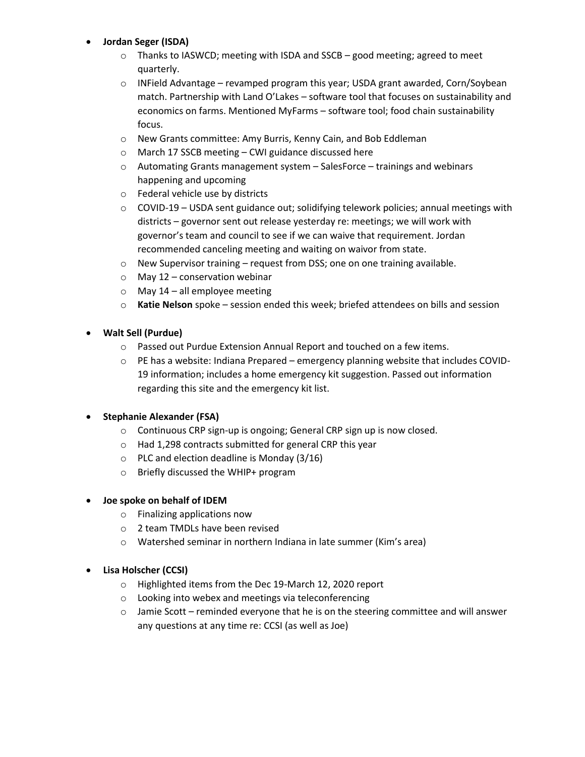- **Jordan Seger (ISDA)**
  - Thanks to IASWCD; meeting with ISDA and SSCB – good meeting; agreed to meet quarterly.
  - INField Advantage – revamped program this year; USDA grant awarded, Corn/Soybean match. Partnership with Land O'Lakes – software tool that focuses on sustainability and economics on farms. Mentioned MyFarms – software tool; food chain sustainability focus.
  - New Grants committee: Amy Burris, Kenny Cain, and Bob Eddleman
  - March 17 SSCB meeting – CWI guidance discussed here
  - Automating Grants management system – SalesForce – trainings and webinars happening and upcoming
  - Federal vehicle use by districts
  - COVID-19 – USDA sent guidance out; solidifying telework policies; annual meetings with districts – governor sent out release yesterday re: meetings; we will work with governor's team and council to see if we can waive that requirement. Jordan recommended canceling meeting and waiting on waivor from state.
  - New Supervisor training – request from DSS; one on one training available.
  - May 12 – conservation webinar
  - May 14 – all employee meeting
  - **Katie Nelson** spoke – session ended this week; briefed attendees on bills and session

- **Walt Sell (Purdue)**
  - Passed out Purdue Extension Annual Report and touched on a few items.
  - PE has a website: Indiana Prepared – emergency planning website that includes COVID-19 information; includes a home emergency kit suggestion. Passed out information regarding this site and the emergency kit list.

- **Stephanie Alexander (FSA)**
  - Continuous CRP sign-up is ongoing; General CRP sign up is now closed.
  - Had 1,298 contracts submitted for general CRP this year
  - PLC and election deadline is Monday (3/16)
  - Briefly discussed the WHIP+ program

- **Joe spoke on behalf of IDEM**
  - Finalizing applications now
  - 2 team TMDLs have been revised
  - Watershed seminar in northern Indiana in late summer (Kim's area)

- **Lisa Holscher (CCSI)**
  - Highlighted items from the Dec 19-March 12, 2020 report
  - Looking into webex and meetings via teleconferencing
  - Jamie Scott – reminded everyone that he is on the steering committee and will answer any questions at any time re: CCSI (as well as Joe)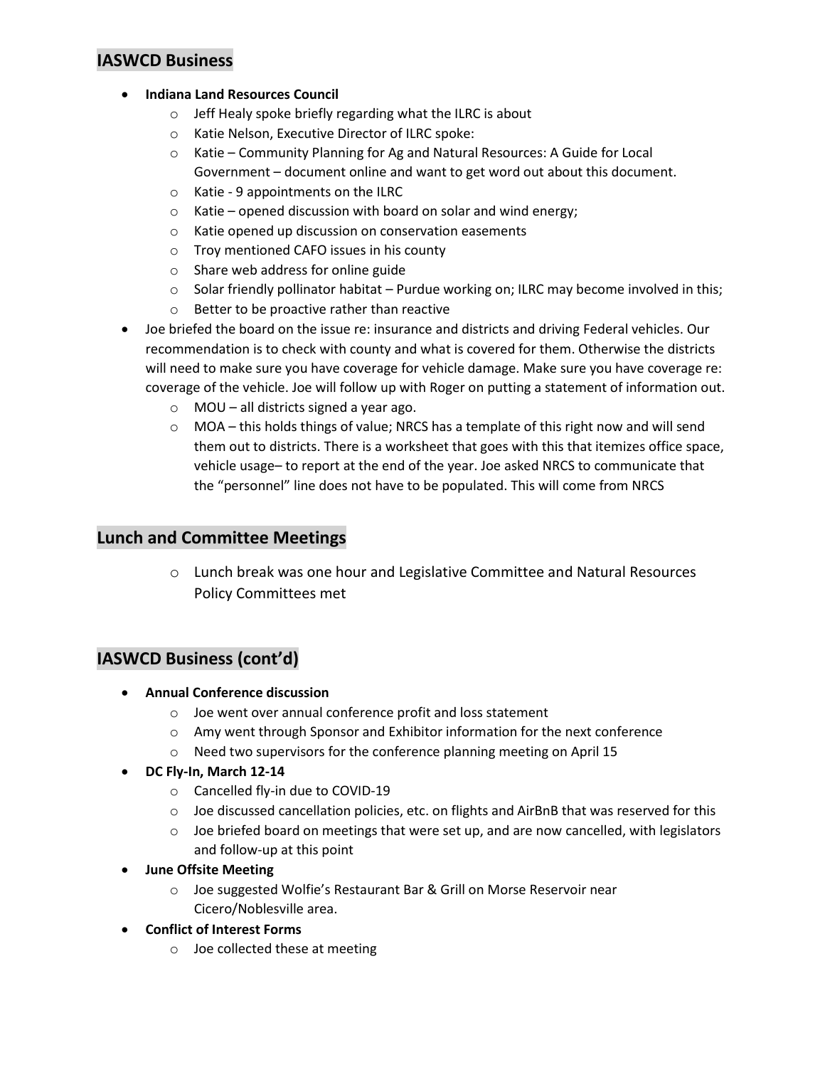## IASWCD Business

- **Indiana Land Resources Council**
  - Jeff Healy spoke briefly regarding what the ILRC is about
  - Katie Nelson, Executive Director of ILRC spoke:
  - Katie – Community Planning for Ag and Natural Resources: A Guide for Local Government – document online and want to get word out about this document.
  - Katie - 9 appointments on the ILRC
  - Katie – opened discussion with board on solar and wind energy;
  - Katie opened up discussion on conservation easements
  - Troy mentioned CAFO issues in his county
  - Share web address for online guide
  - Solar friendly pollinator habitat – Purdue working on; ILRC may become involved in this;
  - Better to be proactive rather than reactive
- Joe briefed the board on the issue re: insurance and districts and driving Federal vehicles. Our recommendation is to check with county and what is covered for them. Otherwise the districts will need to make sure you have coverage for vehicle damage. Make sure you have coverage re: coverage of the vehicle. Joe will follow up with Roger on putting a statement of information out.
  - MOU – all districts signed a year ago.
  - MOA – this holds things of value; NRCS has a template of this right now and will send them out to districts. There is a worksheet that goes with this that itemizes office space, vehicle usage– to report at the end of the year. Joe asked NRCS to communicate that the "personnel" line does not have to be populated. This will come from NRCS

## Lunch and Committee Meetings

- Lunch break was one hour and Legislative Committee and Natural Resources Policy Committees met

## IASWCD Business (cont'd)

- **Annual Conference discussion**
  - Joe went over annual conference profit and loss statement
  - Amy went through Sponsor and Exhibitor information for the next conference
  - Need two supervisors for the conference planning meeting on April 15
- **DC Fly-In, March 12-14**
  - Cancelled fly-in due to COVID-19
  - Joe discussed cancellation policies, etc. on flights and AirBnB that was reserved for this
  - Joe briefed board on meetings that were set up, and are now cancelled, with legislators and follow-up at this point
- **June Offsite Meeting**
  - Joe suggested Wolfie's Restaurant Bar & Grill on Morse Reservoir near Cicero/Noblesville area.
- **Conflict of Interest Forms**
  - Joe collected these at meeting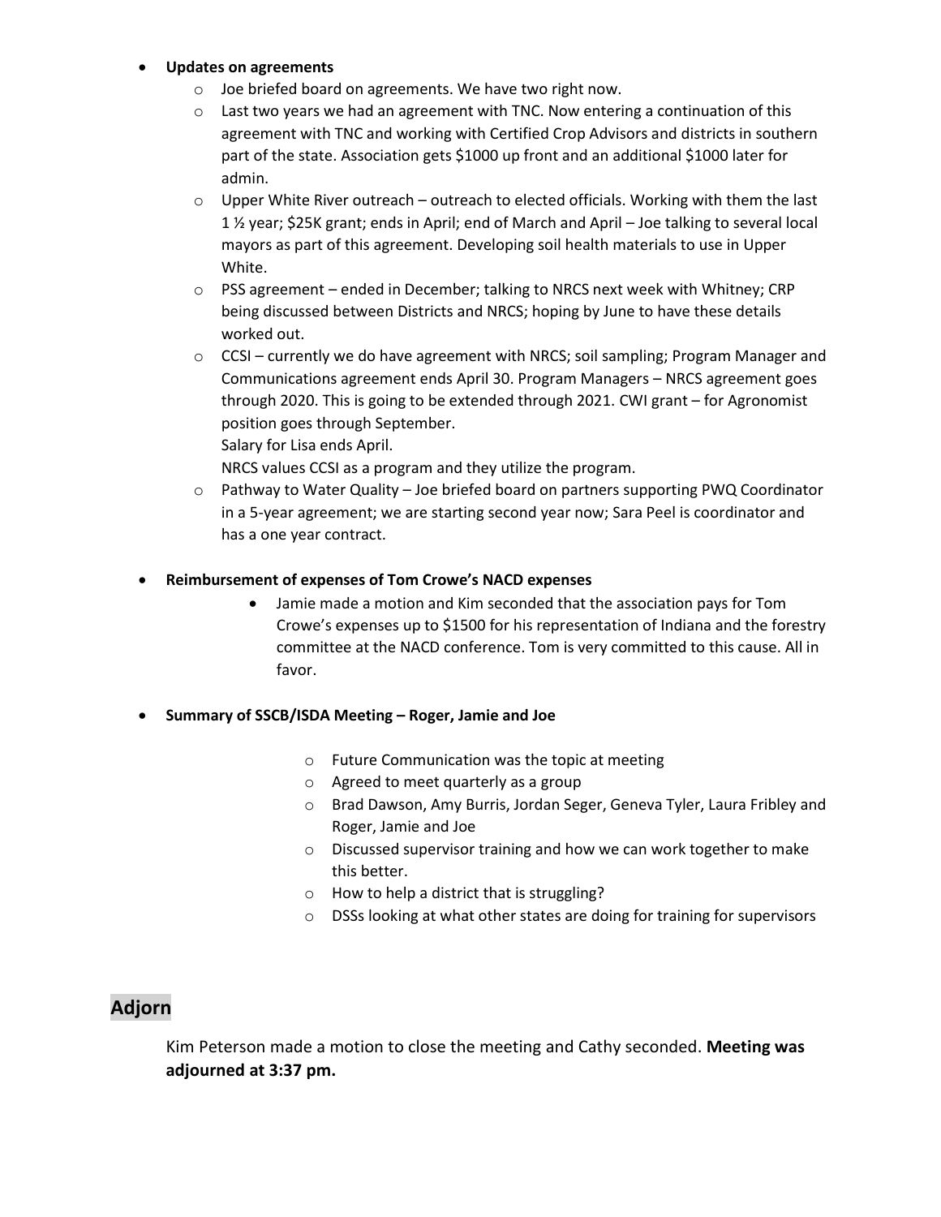- **Updates on agreements**
  - Joe briefed board on agreements. We have two right now.
  - Last two years we had an agreement with TNC. Now entering a continuation of this agreement with TNC and working with Certified Crop Advisors and districts in southern part of the state. Association gets $1000 up front and an additional $1000 later for admin.
  - Upper White River outreach – outreach to elected officials. Working with them the last 1 ½ year; $25K grant; ends in April; end of March and April – Joe talking to several local mayors as part of this agreement. Developing soil health materials to use in Upper White.
  - PSS agreement – ended in December; talking to NRCS next week with Whitney; CRP being discussed between Districts and NRCS; hoping by June to have these details worked out.
  - CCSI – currently we do have agreement with NRCS; soil sampling; Program Manager and Communications agreement ends April 30. Program Managers – NRCS agreement goes through 2020. This is going to be extended through 2021. CWI grant – for Agronomist position goes through September.
    Salary for Lisa ends April.
    NRCS values CCSI as a program and they utilize the program.
  - Pathway to Water Quality – Joe briefed board on partners supporting PWQ Coordinator in a 5-year agreement; we are starting second year now; Sara Peel is coordinator and has a one year contract.

- **Reimbursement of expenses of Tom Crowe's NACD expenses**
  - Jamie made a motion and Kim seconded that the association pays for Tom Crowe's expenses up to $1500 for his representation of Indiana and the forestry committee at the NACD conference. Tom is very committed to this cause. All in favor.

- **Summary of SSCB/ISDA Meeting – Roger, Jamie and Joe**
  - Future Communication was the topic at meeting
  - Agreed to meet quarterly as a group
  - Brad Dawson, Amy Burris, Jordan Seger, Geneva Tyler, Laura Fribley and Roger, Jamie and Joe
  - Discussed supervisor training and how we can work together to make this better.
  - How to help a district that is struggling?
  - DSSs looking at what other states are doing for training for supervisors

## Adjorn

Kim Peterson made a motion to close the meeting and Cathy seconded. **Meeting was adjourned at 3:37 pm.**